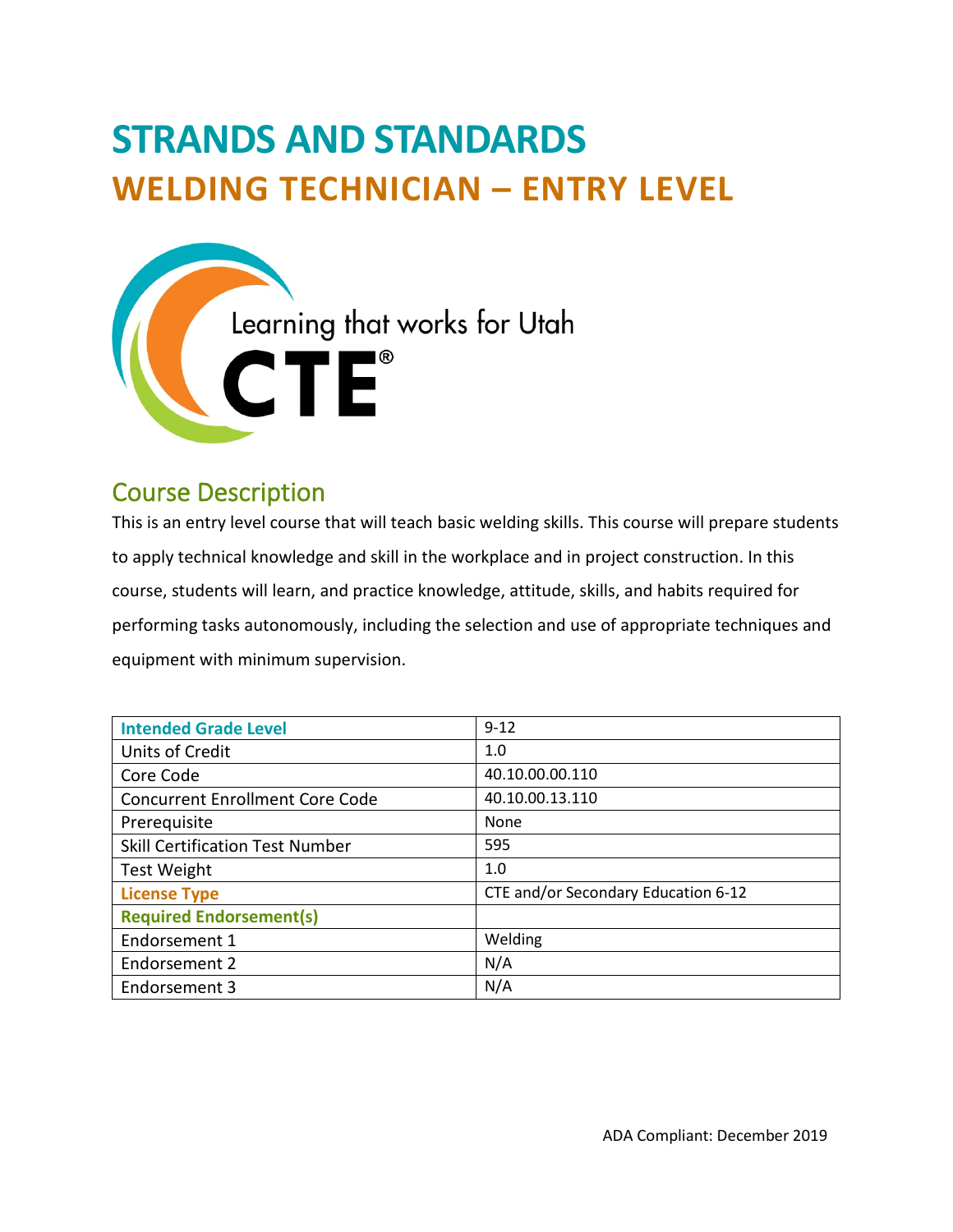# STRANDS AND STANDARDS
# WELDING TECHNICIAN – ENTRY LEVEL

Learning that works for Utah
CTE®

## Course Description

This is an entry level course that will teach basic welding skills. This course will prepare students to apply technical knowledge and skill in the workplace and in project construction. In this course, students will learn, and practice knowledge, attitude, skills, and habits required for performing tasks autonomously, including the selection and use of appropriate techniques and equipment with minimum supervision.

| Intended Grade Level | 9-12 |
| --- | --- |
| Units of Credit | 1.0 |
| Core Code | 40.10.00.00.110 |
| Concurrent Enrollment Core Code | 40.10.00.13.110 |
| Prerequisite | None |
| Skill Certification Test Number | 595 |
| Test Weight | 1.0 |
| License Type | CTE and/or Secondary Education 6-12 |
| Required Endorsement(s) | |
| Endorsement 1 | Welding |
| Endorsement 2 | N/A |
| Endorsement 3 | N/A |

ADA Compliant: December 2019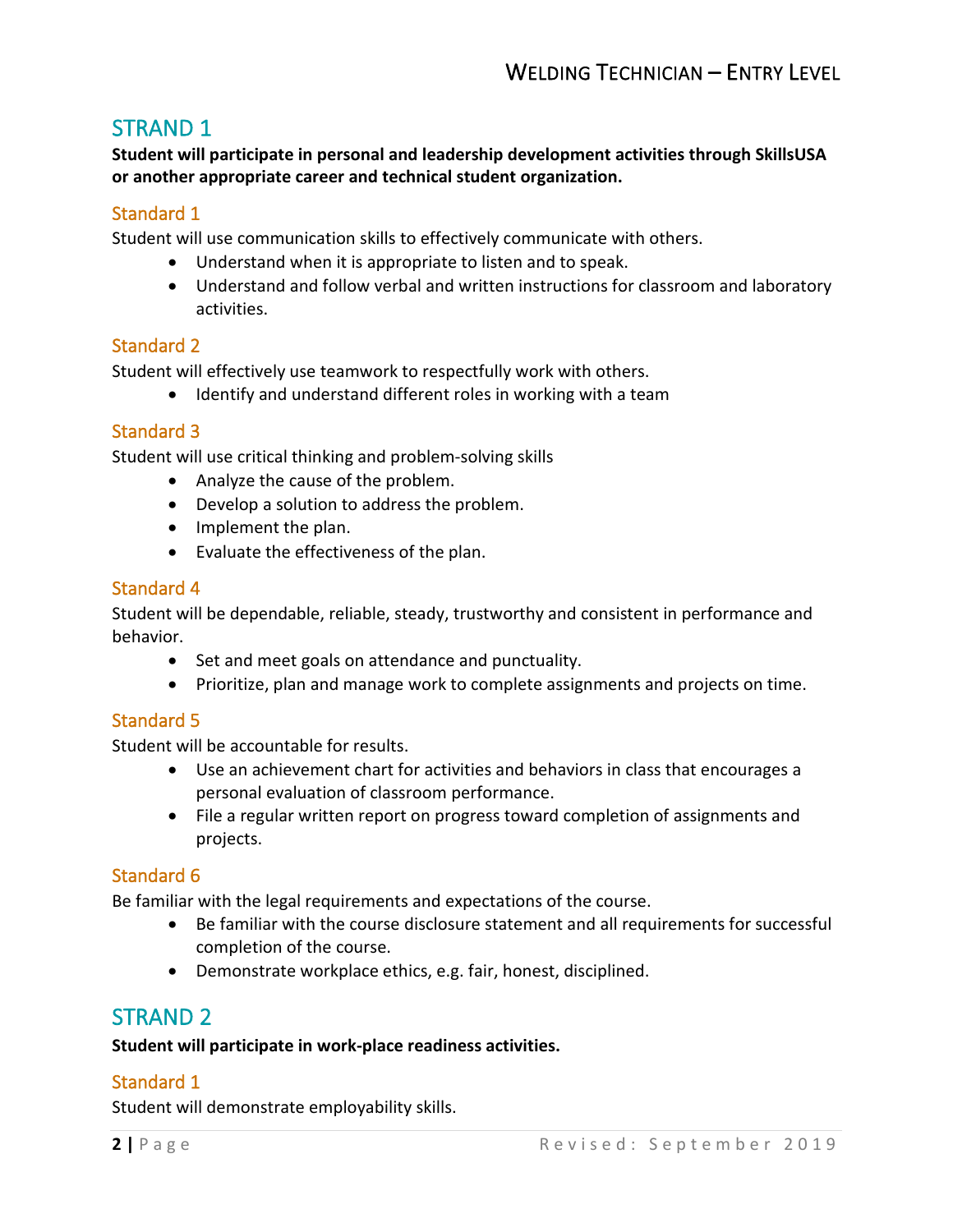## STRAND 1

**Student will participate in personal and leadership development activities through SkillsUSA or another appropriate career and technical student organization.**

### Standard 1

Student will use communication skills to effectively communicate with others.

- Understand when it is appropriate to listen and to speak.
- Understand and follow verbal and written instructions for classroom and laboratory activities.

### Standard 2

Student will effectively use teamwork to respectfully work with others.

- Identify and understand different roles in working with a team

### Standard 3

Student will use critical thinking and problem-solving skills

- Analyze the cause of the problem.
- Develop a solution to address the problem.
- Implement the plan.
- Evaluate the effectiveness of the plan.

### Standard 4

Student will be dependable, reliable, steady, trustworthy and consistent in performance and behavior.

- Set and meet goals on attendance and punctuality.
- Prioritize, plan and manage work to complete assignments and projects on time.

### Standard 5

Student will be accountable for results.

- Use an achievement chart for activities and behaviors in class that encourages a personal evaluation of classroom performance.
- File a regular written report on progress toward completion of assignments and projects.

### Standard 6

Be familiar with the legal requirements and expectations of the course.

- Be familiar with the course disclosure statement and all requirements for successful completion of the course.
- Demonstrate workplace ethics, e.g. fair, honest, disciplined.

## STRAND 2

**Student will participate in work-place readiness activities.**

### Standard 1

Student will demonstrate employability skills.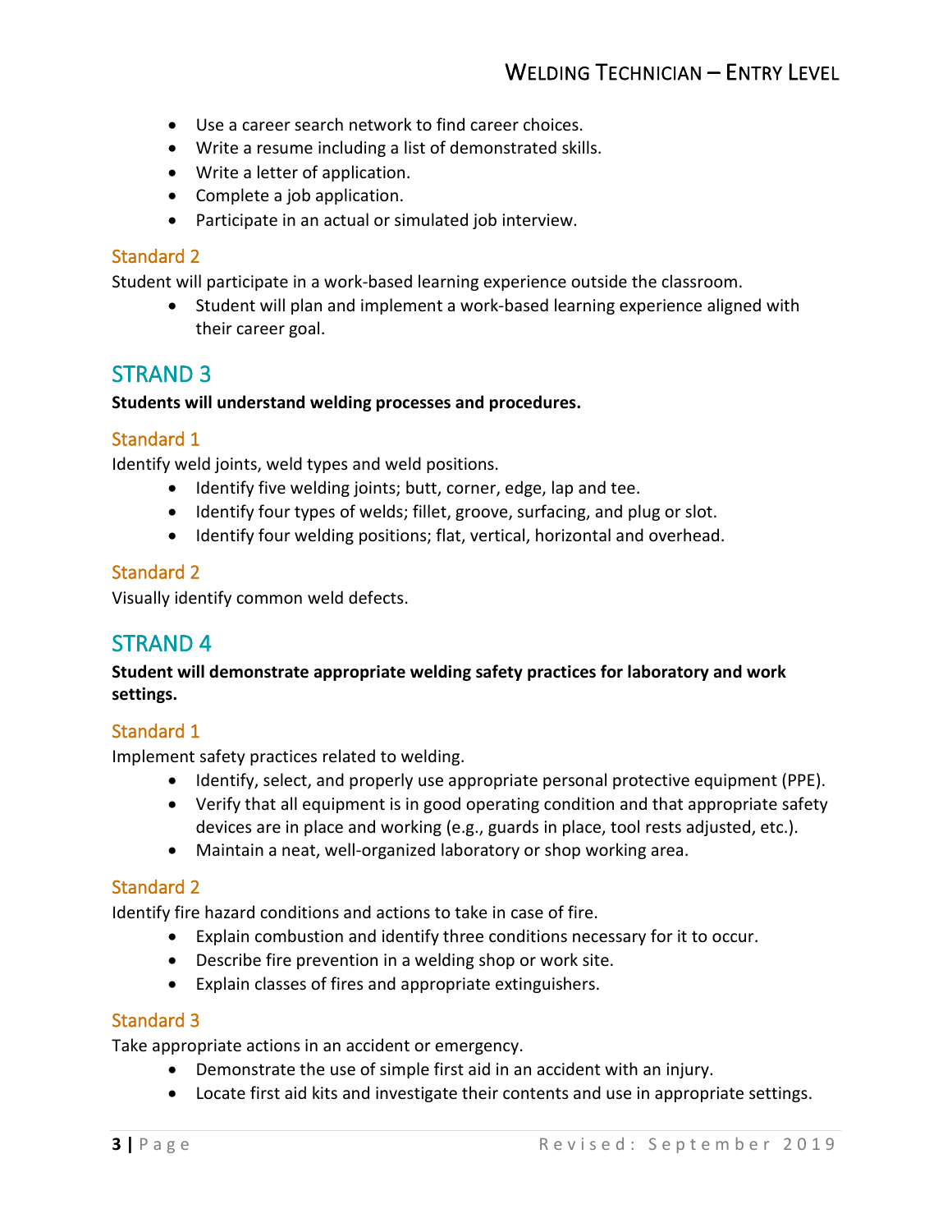- Use a career search network to find career choices.
- Write a resume including a list of demonstrated skills.
- Write a letter of application.
- Complete a job application.
- Participate in an actual or simulated job interview.

### Standard 2

Student will participate in a work-based learning experience outside the classroom.

- Student will plan and implement a work-based learning experience aligned with their career goal.

## STRAND 3

**Students will understand welding processes and procedures.**

### Standard 1

Identify weld joints, weld types and weld positions.

- Identify five welding joints; butt, corner, edge, lap and tee.
- Identify four types of welds; fillet, groove, surfacing, and plug or slot.
- Identify four welding positions; flat, vertical, horizontal and overhead.

### Standard 2

Visually identify common weld defects.

## STRAND 4

**Student will demonstrate appropriate welding safety practices for laboratory and work settings.**

### Standard 1

Implement safety practices related to welding.

- Identify, select, and properly use appropriate personal protective equipment (PPE).
- Verify that all equipment is in good operating condition and that appropriate safety devices are in place and working (e.g., guards in place, tool rests adjusted, etc.).
- Maintain a neat, well-organized laboratory or shop working area.

### Standard 2

Identify fire hazard conditions and actions to take in case of fire.

- Explain combustion and identify three conditions necessary for it to occur.
- Describe fire prevention in a welding shop or work site.
- Explain classes of fires and appropriate extinguishers.

### Standard 3

Take appropriate actions in an accident or emergency.

- Demonstrate the use of simple first aid in an accident with an injury.
- Locate first aid kits and investigate their contents and use in appropriate settings.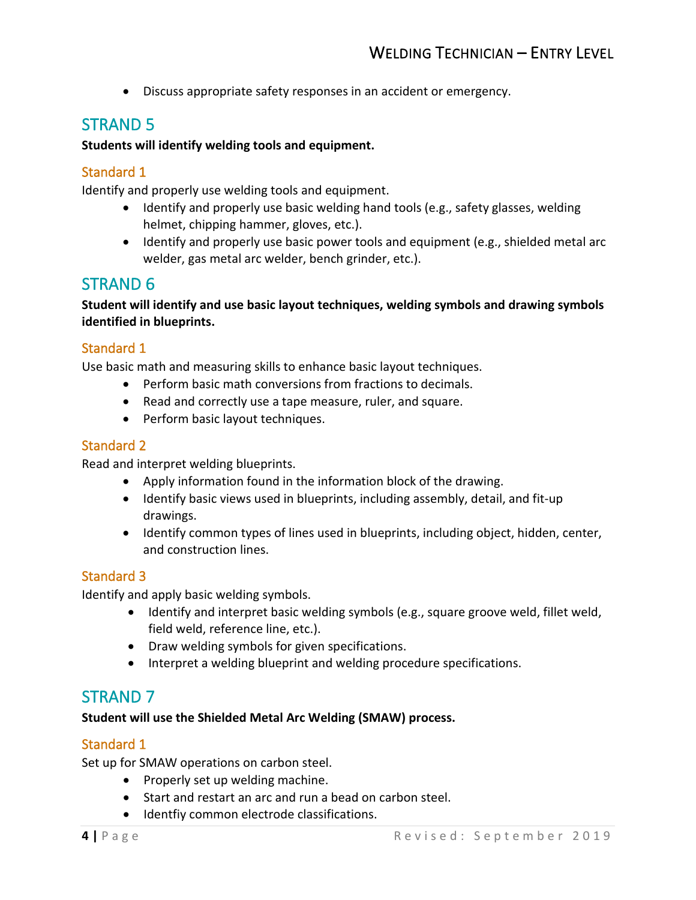- Discuss appropriate safety responses in an accident or emergency.

## STRAND 5

**Students will identify welding tools and equipment.**

### Standard 1

Identify and properly use welding tools and equipment.

- Identify and properly use basic welding hand tools (e.g., safety glasses, welding helmet, chipping hammer, gloves, etc.).
- Identify and properly use basic power tools and equipment (e.g., shielded metal arc welder, gas metal arc welder, bench grinder, etc.).

## STRAND 6

**Student will identify and use basic layout techniques, welding symbols and drawing symbols identified in blueprints.**

### Standard 1

Use basic math and measuring skills to enhance basic layout techniques.

- Perform basic math conversions from fractions to decimals.
- Read and correctly use a tape measure, ruler, and square.
- Perform basic layout techniques.

### Standard 2

Read and interpret welding blueprints.

- Apply information found in the information block of the drawing.
- Identify basic views used in blueprints, including assembly, detail, and fit-up drawings.
- Identify common types of lines used in blueprints, including object, hidden, center, and construction lines.

### Standard 3

Identify and apply basic welding symbols.

- Identify and interpret basic welding symbols (e.g., square groove weld, fillet weld, field weld, reference line, etc.).
- Draw welding symbols for given specifications.
- Interpret a welding blueprint and welding procedure specifications.

## STRAND 7

**Student will use the Shielded Metal Arc Welding (SMAW) process.**

### Standard 1

Set up for SMAW operations on carbon steel.

- Properly set up welding machine.
- Start and restart an arc and run a bead on carbon steel.
- Identfiy common electrode classifications.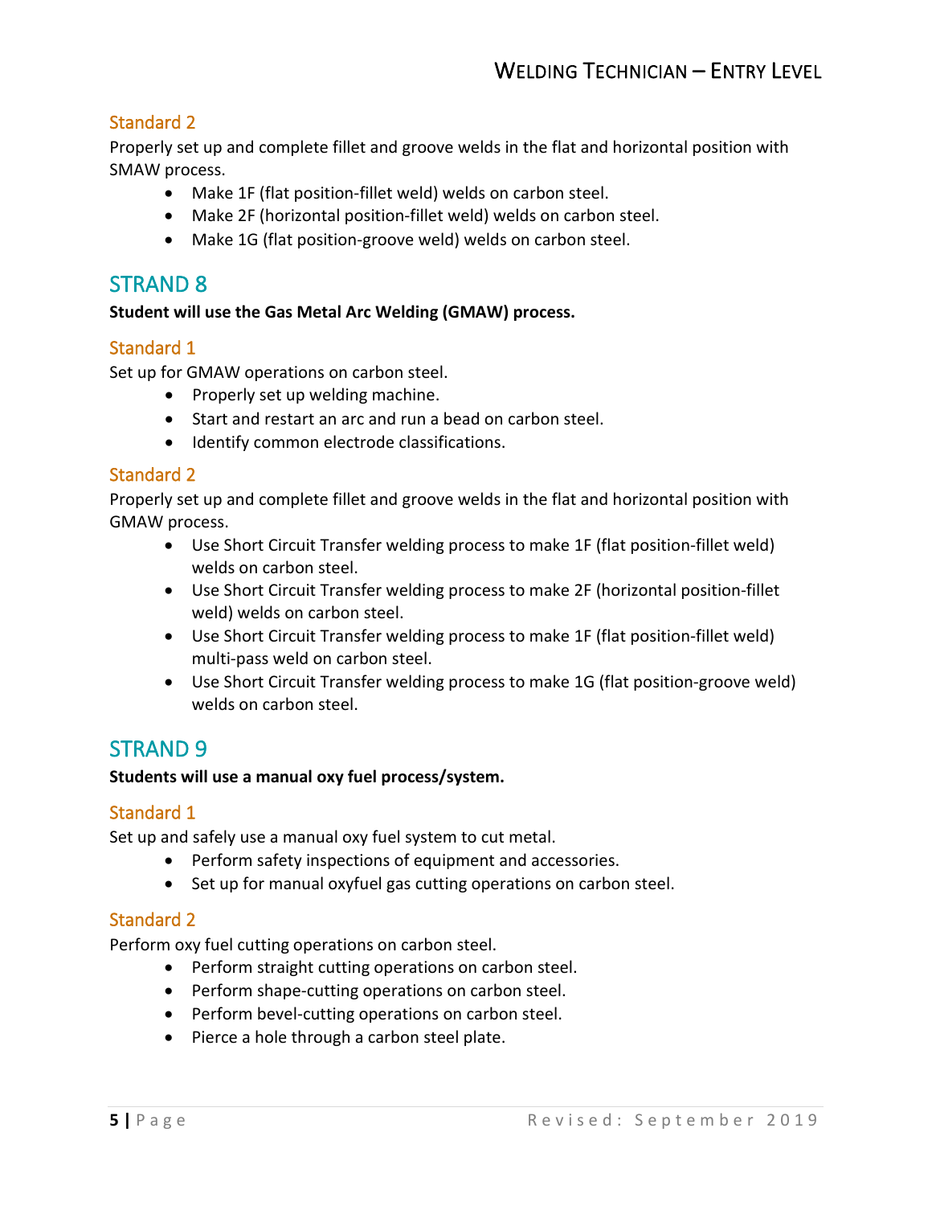### Standard 2

Properly set up and complete fillet and groove welds in the flat and horizontal position with SMAW process.

- Make 1F (flat position-fillet weld) welds on carbon steel.
- Make 2F (horizontal position-fillet weld) welds on carbon steel.
- Make 1G (flat position-groove weld) welds on carbon steel.

## STRAND 8

**Student will use the Gas Metal Arc Welding (GMAW) process.**

### Standard 1

Set up for GMAW operations on carbon steel.

- Properly set up welding machine.
- Start and restart an arc and run a bead on carbon steel.
- Identify common electrode classifications.

### Standard 2

Properly set up and complete fillet and groove welds in the flat and horizontal position with GMAW process.

- Use Short Circuit Transfer welding process to make 1F (flat position-fillet weld) welds on carbon steel.
- Use Short Circuit Transfer welding process to make 2F (horizontal position-fillet weld) welds on carbon steel.
- Use Short Circuit Transfer welding process to make 1F (flat position-fillet weld) multi-pass weld on carbon steel.
- Use Short Circuit Transfer welding process to make 1G (flat position-groove weld) welds on carbon steel.

## STRAND 9

**Students will use a manual oxy fuel process/system.**

### Standard 1

Set up and safely use a manual oxy fuel system to cut metal.

- Perform safety inspections of equipment and accessories.
- Set up for manual oxyfuel gas cutting operations on carbon steel.

### Standard 2

Perform oxy fuel cutting operations on carbon steel.

- Perform straight cutting operations on carbon steel.
- Perform shape-cutting operations on carbon steel.
- Perform bevel-cutting operations on carbon steel.
- Pierce a hole through a carbon steel plate.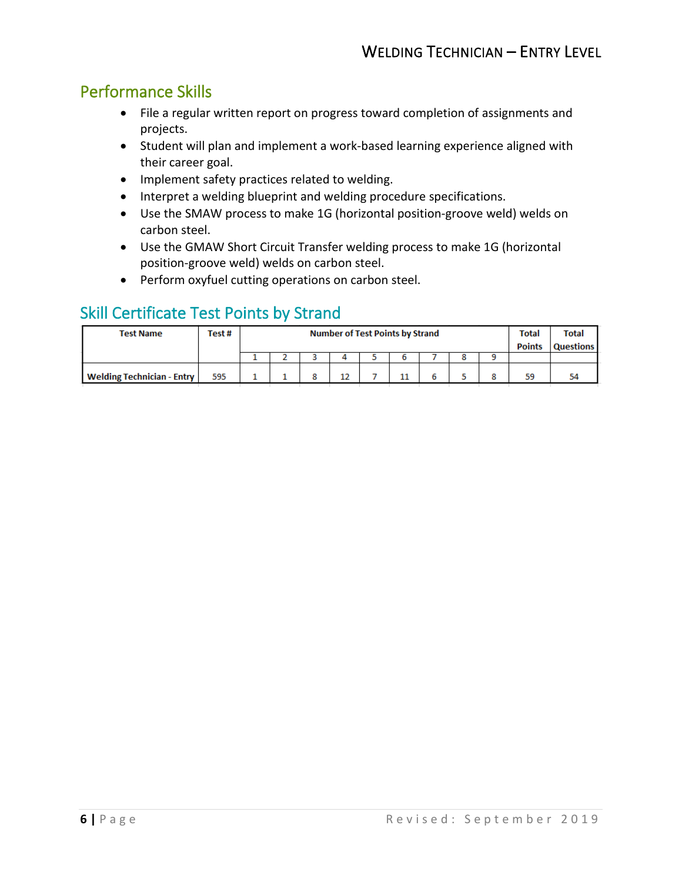## Performance Skills

- File a regular written report on progress toward completion of assignments and projects.
- Student will plan and implement a work-based learning experience aligned with their career goal.
- Implement safety practices related to welding.
- Interpret a welding blueprint and welding procedure specifications.
- Use the SMAW process to make 1G (horizontal position-groove weld) welds on carbon steel.
- Use the GMAW Short Circuit Transfer welding process to make 1G (horizontal position-groove weld) welds on carbon steel.
- Perform oxyfuel cutting operations on carbon steel.

## Skill Certificate Test Points by Strand

| Test Name | Test # | Number of Test Points by Strand | | | | | | | | | Total Points | Total Questions |
|---|---|---|---|---|---|---|---|---|---|---|---|---|
| | | 1 | 2 | 3 | 4 | 5 | 6 | 7 | 8 | 9 | | |
| Welding Technician - Entry | 595 | 1 | 1 | 8 | 12 | 7 | 11 | 6 | 5 | 8 | 59 | 54 |